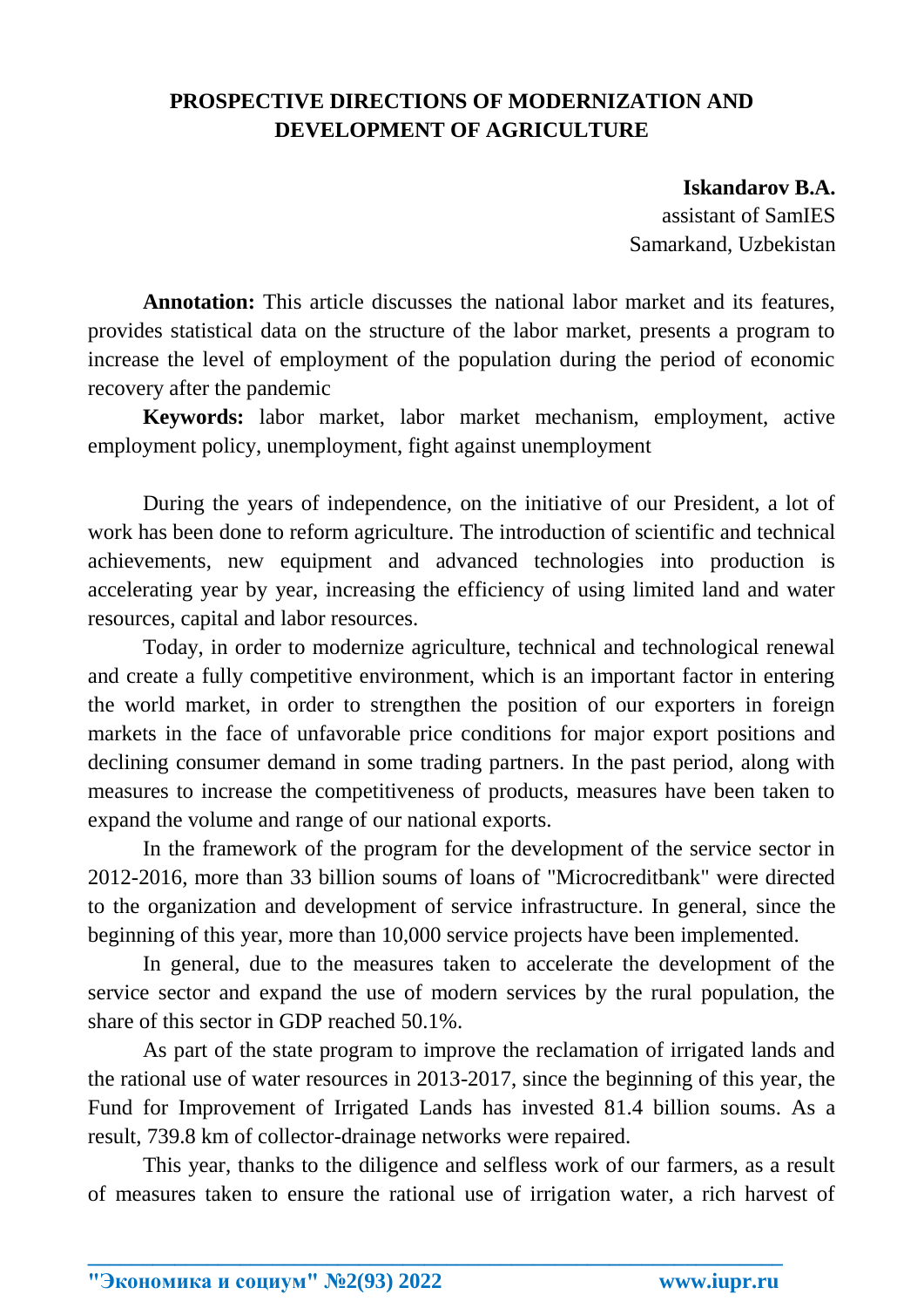# PROSPECTIVE DIRECTIONS OF MODERNIZATION AND DEVELOPMENT OF AGRICULTURE

**Iskandarov B.A.**
assistant of SamIES
Samarkand, Uzbekistan

**Annotation:** This article discusses the national labor market and its features, provides statistical data on the structure of the labor market, presents a program to increase the level of employment of the population during the period of economic recovery after the pandemic

**Keywords:** labor market, labor market mechanism, employment, active employment policy, unemployment, fight against unemployment

During the years of independence, on the initiative of our President, a lot of work has been done to reform agriculture. The introduction of scientific and technical achievements, new equipment and advanced technologies into production is accelerating year by year, increasing the efficiency of using limited land and water resources, capital and labor resources.

Today, in order to modernize agriculture, technical and technological renewal and create a fully competitive environment, which is an important factor in entering the world market, in order to strengthen the position of our exporters in foreign markets in the face of unfavorable price conditions for major export positions and declining consumer demand in some trading partners. In the past period, along with measures to increase the competitiveness of products, measures have been taken to expand the volume and range of our national exports.

In the framework of the program for the development of the service sector in 2012-2016, more than 33 billion soums of loans of "Microcreditbank" were directed to the organization and development of service infrastructure. In general, since the beginning of this year, more than 10,000 service projects have been implemented.

In general, due to the measures taken to accelerate the development of the service sector and expand the use of modern services by the rural population, the share of this sector in GDP reached 50.1%.

As part of the state program to improve the reclamation of irrigated lands and the rational use of water resources in 2013-2017, since the beginning of this year, the Fund for Improvement of Irrigated Lands has invested 81.4 billion soums. As a result, 739.8 km of collector-drainage networks were repaired.

This year, thanks to the diligence and selfless work of our farmers, as a result of measures taken to ensure the rational use of irrigation water, a rich harvest of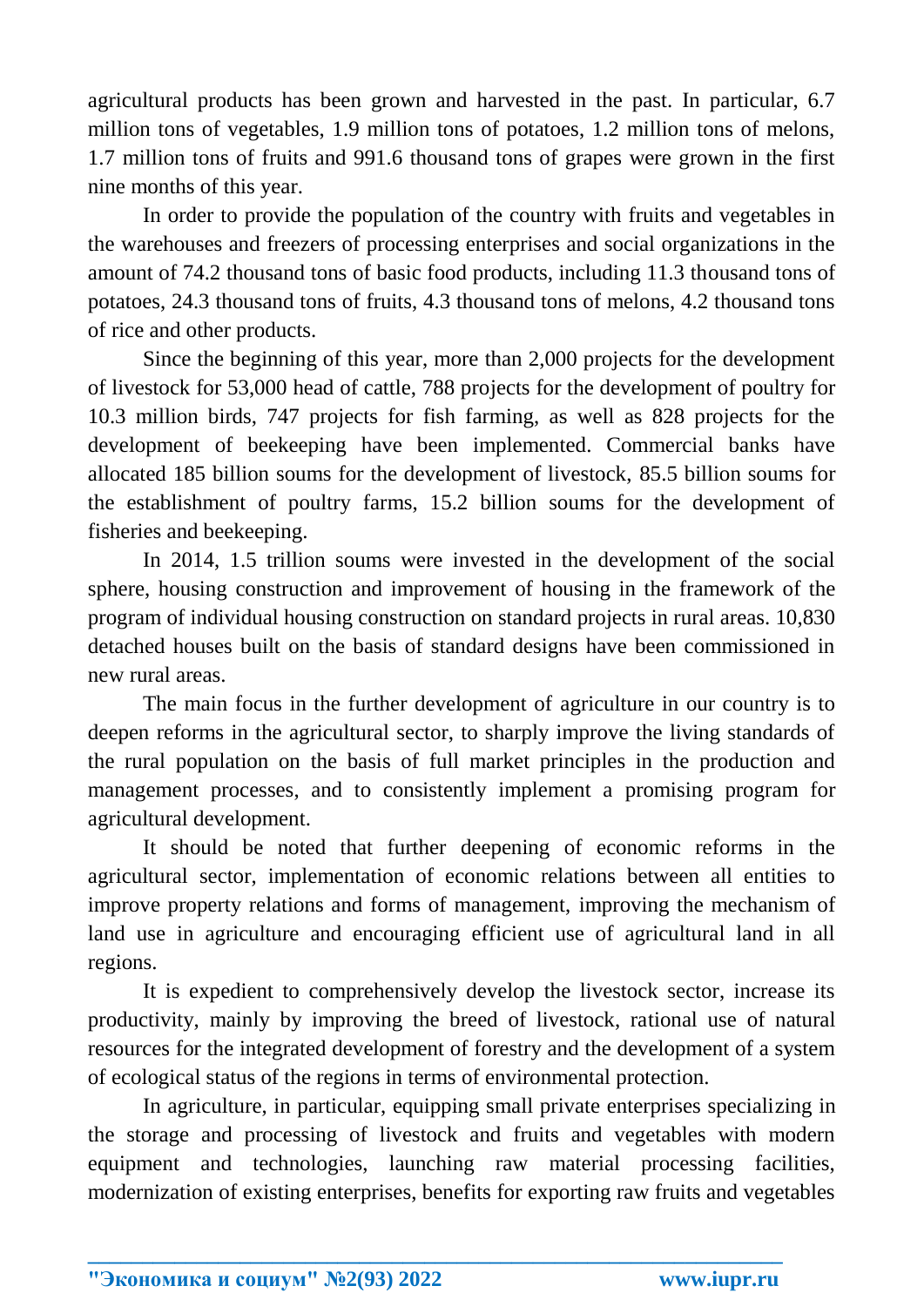agricultural products has been grown and harvested in the past. In particular, 6.7 million tons of vegetables, 1.9 million tons of potatoes, 1.2 million tons of melons, 1.7 million tons of fruits and 991.6 thousand tons of grapes were grown in the first nine months of this year.

In order to provide the population of the country with fruits and vegetables in the warehouses and freezers of processing enterprises and social organizations in the amount of 74.2 thousand tons of basic food products, including 11.3 thousand tons of potatoes, 24.3 thousand tons of fruits, 4.3 thousand tons of melons, 4.2 thousand tons of rice and other products.

Since the beginning of this year, more than 2,000 projects for the development of livestock for 53,000 head of cattle, 788 projects for the development of poultry for 10.3 million birds, 747 projects for fish farming, as well as 828 projects for the development of beekeeping have been implemented. Commercial banks have allocated 185 billion soums for the development of livestock, 85.5 billion soums for the establishment of poultry farms, 15.2 billion soums for the development of fisheries and beekeeping.

In 2014, 1.5 trillion soums were invested in the development of the social sphere, housing construction and improvement of housing in the framework of the program of individual housing construction on standard projects in rural areas. 10,830 detached houses built on the basis of standard designs have been commissioned in new rural areas.

The main focus in the further development of agriculture in our country is to deepen reforms in the agricultural sector, to sharply improve the living standards of the rural population on the basis of full market principles in the production and management processes, and to consistently implement a promising program for agricultural development.

It should be noted that further deepening of economic reforms in the agricultural sector, implementation of economic relations between all entities to improve property relations and forms of management, improving the mechanism of land use in agriculture and encouraging efficient use of agricultural land in all regions.

It is expedient to comprehensively develop the livestock sector, increase its productivity, mainly by improving the breed of livestock, rational use of natural resources for the integrated development of forestry and the development of a system of ecological status of the regions in terms of environmental protection.

In agriculture, in particular, equipping small private enterprises specializing in the storage and processing of livestock and fruits and vegetables with modern equipment and technologies, launching raw material processing facilities, modernization of existing enterprises, benefits for exporting raw fruits and vegetables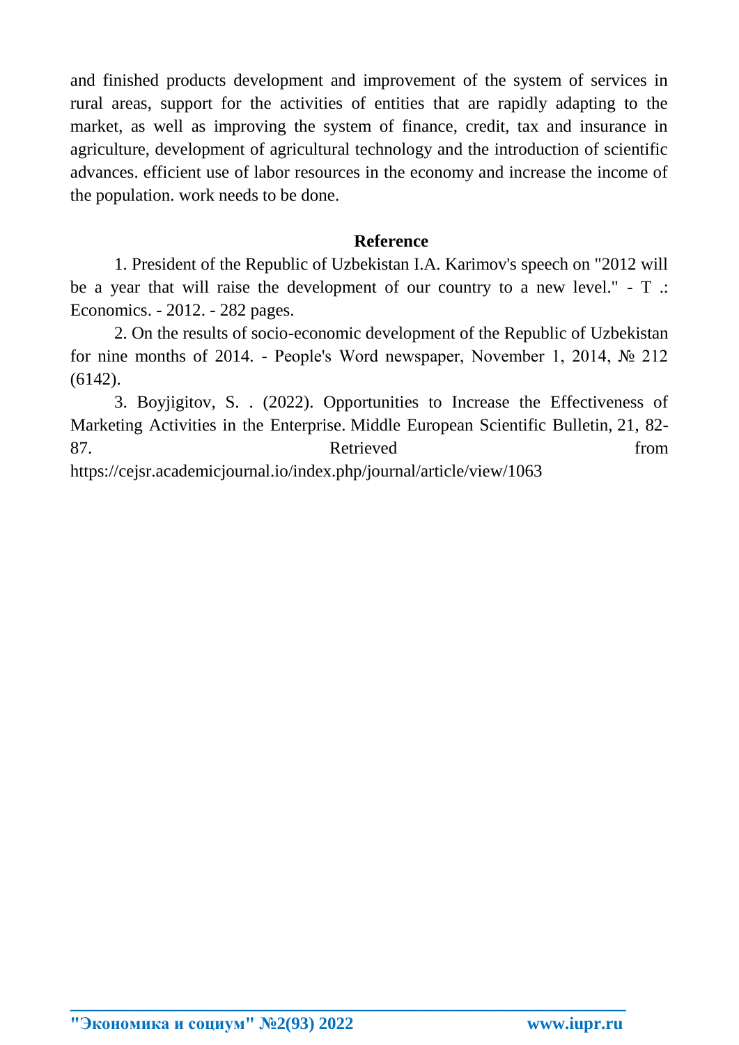and finished products development and improvement of the system of services in rural areas, support for the activities of entities that are rapidly adapting to the market, as well as improving the system of finance, credit, tax and insurance in agriculture, development of agricultural technology and the introduction of scientific advances. efficient use of labor resources in the economy and increase the income of the population. work needs to be done.

## Reference

1. President of the Republic of Uzbekistan I.A. Karimov's speech on "2012 will be a year that will raise the development of our country to a new level." - T .: Economics. - 2012. - 282 pages.

2. On the results of socio-economic development of the Republic of Uzbekistan for nine months of 2014. - People's Word newspaper, November 1, 2014, № 212 (6142).

3. Boyjigitov, S. . (2022). Opportunities to Increase the Effectiveness of Marketing Activities in the Enterprise. Middle European Scientific Bulletin, 21, 82-87. Retrieved from https://cejsr.academicjournal.io/index.php/journal/article/view/1063